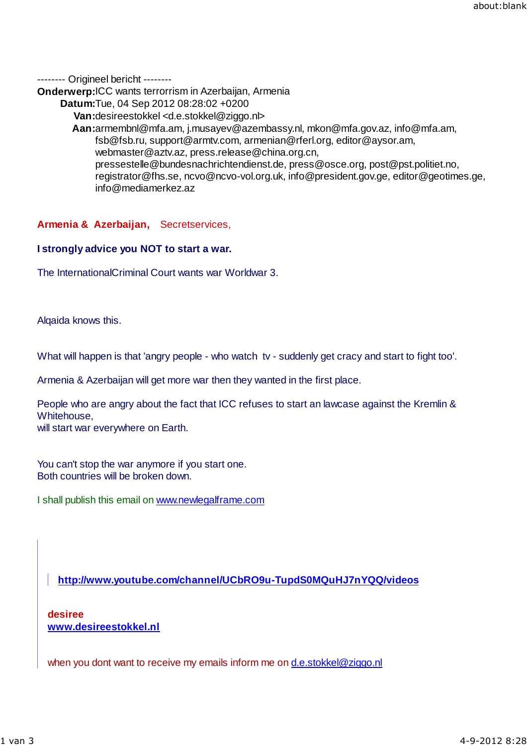-------- Origineel bericht --------

**Onderwerp:** ICC wants terrorrism in Azerbaijan, Armenia
**Datum:** Tue, 04 Sep 2012 08:28:02 +0200
**Van:** desireestokkel <d.e.stokkel@ziggo.nl>
**Aan:** armembnl@mfa.am, j.musayev@azembassy.nl, mkon@mfa.gov.az, info@mfa.am, fsb@fsb.ru, support@armtv.com, armenian@rferl.org, editor@aysor.am, webmaster@aztv.az, press.release@china.org.cn, pressestelle@bundesnachrichtendienst.de, press@osce.org, post@pst.politiet.no, registrator@fhs.se, ncvo@ncvo-vol.org.uk, info@president.gov.ge, editor@geotimes.ge, info@mediamerkez.az

**Armenia & Azerbaijan,** Secretservices,

**I strongly advice you NOT to start a war.**

The InternationalCriminal Court wants war Worldwar 3.

Alqaida knows this.

What will happen is that 'angry people - who watch tv - suddenly get cracy and start to fight too'.

Armenia & Azerbaijan will get more war then they wanted in the first place.

People who are angry about the fact that ICC refuses to start an lawcase against the Kremlin & Whitehouse,
will start war everywhere on Earth.

You can't stop the war anymore if you start one.
Both countries will be broken down.

I shall publish this email on www.newlegalframe.com

**http://www.youtube.com/channel/UCbRO9u-TupdS0MQuHJ7nYQQ/videos**

**desiree**
**www.desireestokkel.nl**

when you dont want to receive my emails inform me on d.e.stokkel@ziggo.nl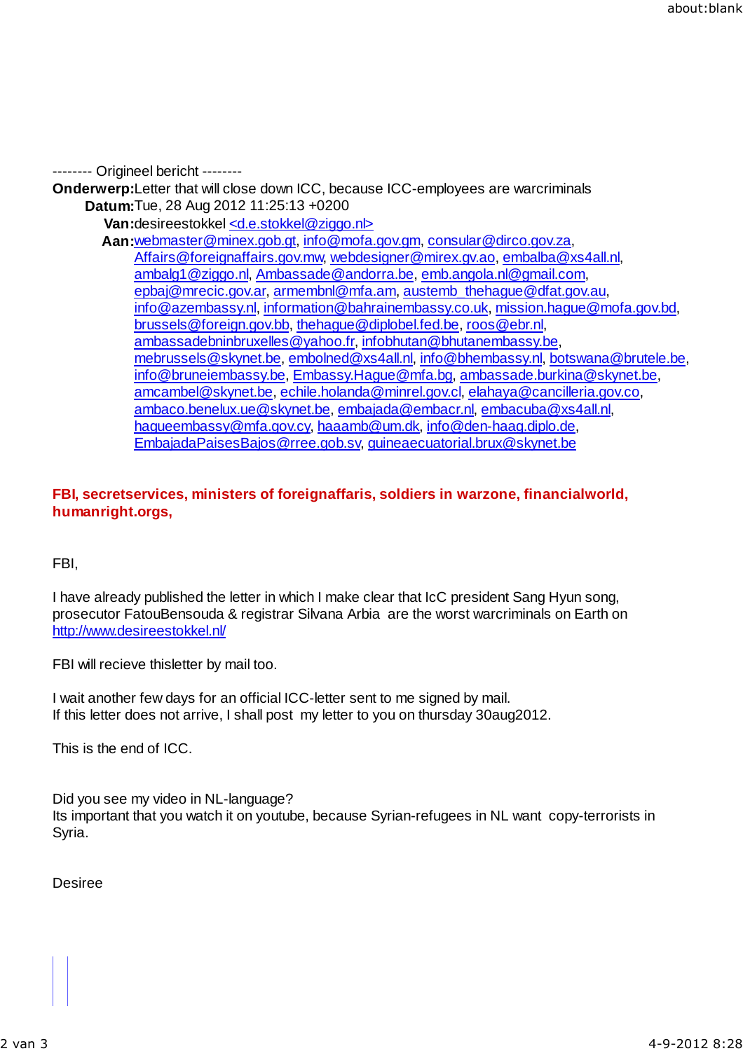-------- Origineel bericht --------

**Onderwerp:** Letter that will close down ICC, because ICC-employees are warcriminals
**Datum:** Tue, 28 Aug 2012 11:25:13 +0200
**Van:** desireestokkel <d.e.stokkel@ziggo.nl>
**Aan:** webmaster@minex.gob.gt, info@mofa.gov.gm, consular@dirco.gov.za, Affairs@foreignaffairs.gov.mw, webdesigner@mirex.gv.ao, embalba@xs4all.nl, ambalg1@ziggo.nl, Ambassade@andorra.be, emb.angola.nl@gmail.com, epbaj@mrecic.gov.ar, armembnl@mfa.am, austemb_thehague@dfat.gov.au, info@azembassy.nl, information@bahrainembassy.co.uk, mission.hague@mofa.gov.bd, brussels@foreign.gov.bb, thehague@diplobel.fed.be, roos@ebr.nl, ambassadebninbruxelles@yahoo.fr, infobhutan@bhutanembassy.be, mebrussels@skynet.be, embolned@xs4all.nl, info@bhembassy.nl, botswana@brutele.be, info@bruneiembassy.be, Embassy.Hague@mfa.bg, ambassade.burkina@skynet.be, amcambel@skynet.be, echile.holanda@minrel.gov.cl, elahaya@cancilleria.gov.co, ambaco.benelux.ue@skynet.be, embajada@embacr.nl, embacuba@xs4all.nl, hagueembassy@mfa.gov.cy, haaamb@um.dk, info@den-haag.diplo.de, EmbajadaPaisesBajos@rree.gob.sv, guineaecuatorial.brux@skynet.be

**FBI, secretservices, ministers of foreignaffaris, soldiers in warzone, financialworld, humanright.orgs,**

FBI,

I have already published the letter in which I make clear that IcC president Sang Hyun song, prosecutor FatouBensouda & registrar Silvana Arbia are the worst warcriminals on Earth on http://www.desireestokkel.nl/

FBI will recieve thisletter by mail too.

I wait another few days for an official ICC-letter sent to me signed by mail.
If this letter does not arrive, I shall post my letter to you on thursday 30aug2012.

This is the end of ICC.

Did you see my video in NL-language?
Its important that you watch it on youtube, because Syrian-refugees in NL want copy-terrorists in Syria.

Desiree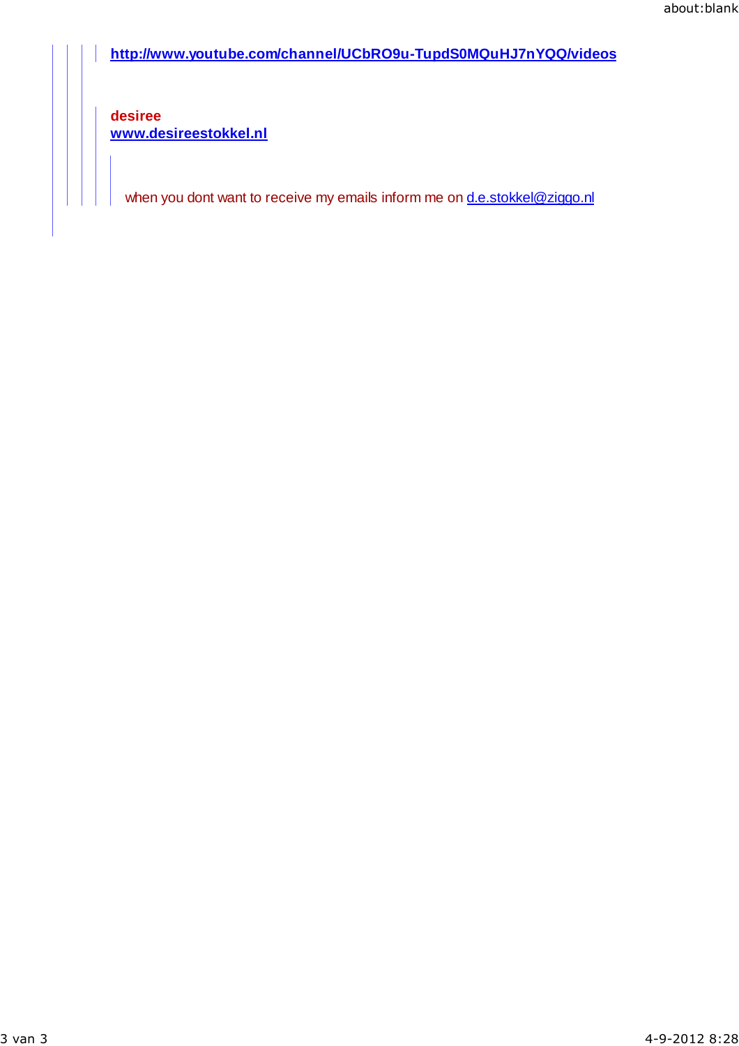http://www.youtube.com/channel/UCbRO9u-TupdS0MQuHJ7nYQQ/videos

**desiree**
**www.desireestokkel.nl**

when you dont want to receive my emails inform me on d.e.stokkel@ziggo.nl